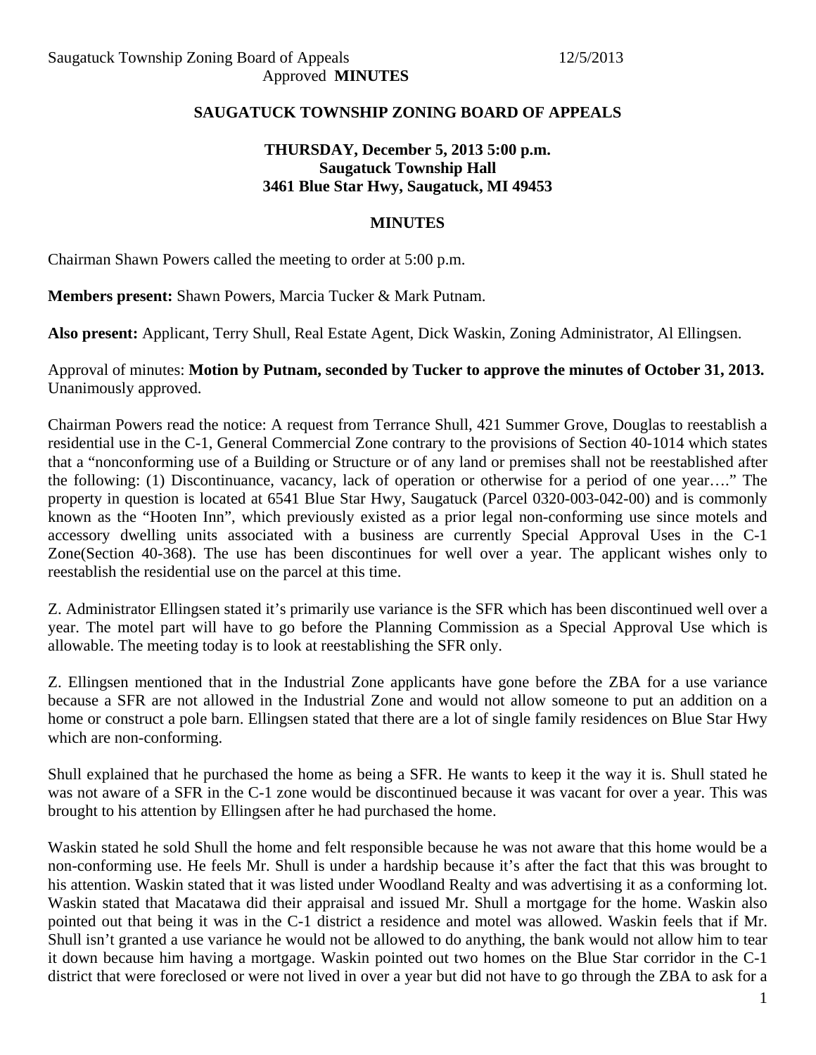# SAUGATUCK TOWNSHIP ZONING BOARD OF APPEALS

**THURSDAY, December 5, 2013 5:00 p.m.**
**Saugatuck Township Hall**
**3461 Blue Star Hwy, Saugatuck, MI 49453**

## MINUTES

Chairman Shawn Powers called the meeting to order at 5:00 p.m.

**Members present:** Shawn Powers, Marcia Tucker & Mark Putnam.

**Also present:** Applicant, Terry Shull, Real Estate Agent, Dick Waskin, Zoning Administrator, Al Ellingsen.

Approval of minutes: **Motion by Putnam, seconded by Tucker to approve the minutes of October 31, 2013.** Unanimously approved.

Chairman Powers read the notice: A request from Terrance Shull, 421 Summer Grove, Douglas to reestablish a residential use in the C-1, General Commercial Zone contrary to the provisions of Section 40-1014 which states that a "nonconforming use of a Building or Structure or of any land or premises shall not be reestablished after the following: (1) Discontinuance, vacancy, lack of operation or otherwise for a period of one year…." The property in question is located at 6541 Blue Star Hwy, Saugatuck (Parcel 0320-003-042-00) and is commonly known as the "Hooten Inn", which previously existed as a prior legal non-conforming use since motels and accessory dwelling units associated with a business are currently Special Approval Uses in the C-1 Zone(Section 40-368). The use has been discontinues for well over a year. The applicant wishes only to reestablish the residential use on the parcel at this time.

Z. Administrator Ellingsen stated it's primarily use variance is the SFR which has been discontinued well over a year. The motel part will have to go before the Planning Commission as a Special Approval Use which is allowable. The meeting today is to look at reestablishing the SFR only.

Z. Ellingsen mentioned that in the Industrial Zone applicants have gone before the ZBA for a use variance because a SFR are not allowed in the Industrial Zone and would not allow someone to put an addition on a home or construct a pole barn. Ellingsen stated that there are a lot of single family residences on Blue Star Hwy which are non-conforming.

Shull explained that he purchased the home as being a SFR. He wants to keep it the way it is. Shull stated he was not aware of a SFR in the C-1 zone would be discontinued because it was vacant for over a year. This was brought to his attention by Ellingsen after he had purchased the home.

Waskin stated he sold Shull the home and felt responsible because he was not aware that this home would be a non-conforming use. He feels Mr. Shull is under a hardship because it's after the fact that this was brought to his attention. Waskin stated that it was listed under Woodland Realty and was advertising it as a conforming lot. Waskin stated that Macatawa did their appraisal and issued Mr. Shull a mortgage for the home. Waskin also pointed out that being it was in the C-1 district a residence and motel was allowed. Waskin feels that if Mr. Shull isn't granted a use variance he would not be allowed to do anything, the bank would not allow him to tear it down because him having a mortgage. Waskin pointed out two homes on the Blue Star corridor in the C-1 district that were foreclosed or were not lived in over a year but did not have to go through the ZBA to ask for a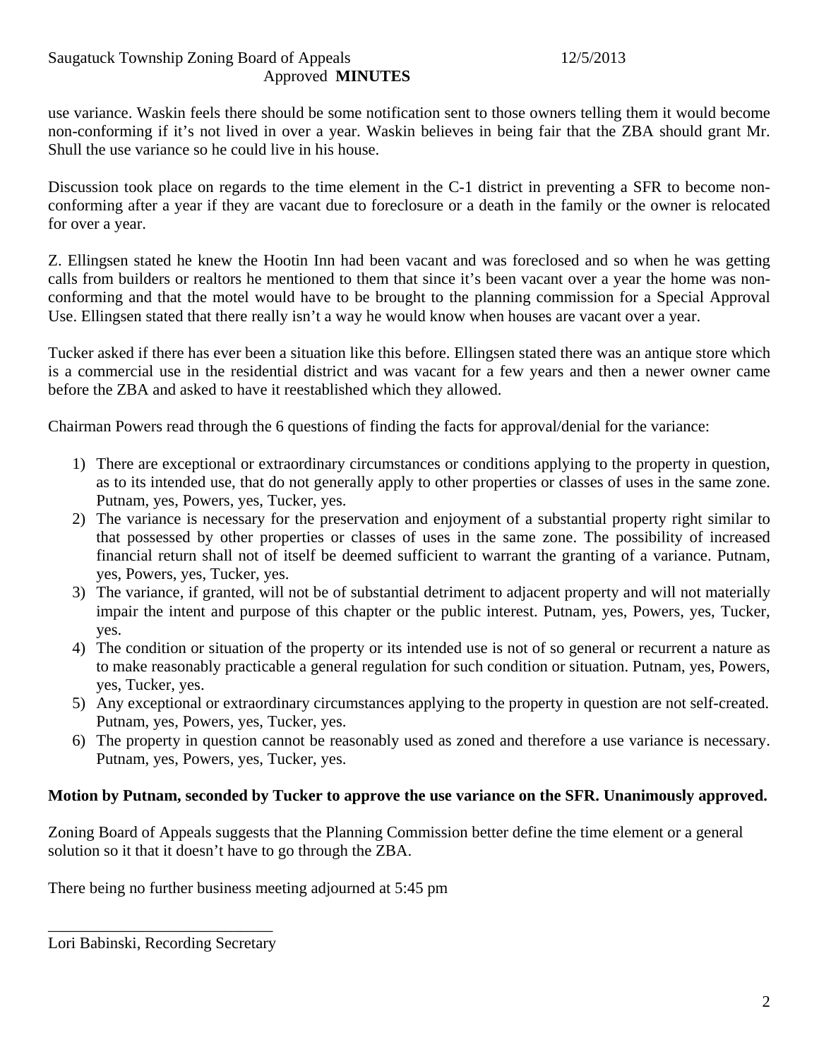use variance. Waskin feels there should be some notification sent to those owners telling them it would become non-conforming if it's not lived in over a year. Waskin believes in being fair that the ZBA should grant Mr. Shull the use variance so he could live in his house.

Discussion took place on regards to the time element in the C-1 district in preventing a SFR to become non-conforming after a year if they are vacant due to foreclosure or a death in the family or the owner is relocated for over a year.

Z. Ellingsen stated he knew the Hootin Inn had been vacant and was foreclosed and so when he was getting calls from builders or realtors he mentioned to them that since it's been vacant over a year the home was non-conforming and that the motel would have to be brought to the planning commission for a Special Approval Use. Ellingsen stated that there really isn't a way he would know when houses are vacant over a year.

Tucker asked if there has ever been a situation like this before. Ellingsen stated there was an antique store which is a commercial use in the residential district and was vacant for a few years and then a newer owner came before the ZBA and asked to have it reestablished which they allowed.

Chairman Powers read through the 6 questions of finding the facts for approval/denial for the variance:

1) There are exceptional or extraordinary circumstances or conditions applying to the property in question, as to its intended use, that do not generally apply to other properties or classes of uses in the same zone. Putnam, yes, Powers, yes, Tucker, yes.
2) The variance is necessary for the preservation and enjoyment of a substantial property right similar to that possessed by other properties or classes of uses in the same zone. The possibility of increased financial return shall not of itself be deemed sufficient to warrant the granting of a variance. Putnam, yes, Powers, yes, Tucker, yes.
3) The variance, if granted, will not be of substantial detriment to adjacent property and will not materially impair the intent and purpose of this chapter or the public interest. Putnam, yes, Powers, yes, Tucker, yes.
4) The condition or situation of the property or its intended use is not of so general or recurrent a nature as to make reasonably practicable a general regulation for such condition or situation. Putnam, yes, Powers, yes, Tucker, yes.
5) Any exceptional or extraordinary circumstances applying to the property in question are not self-created. Putnam, yes, Powers, yes, Tucker, yes.
6) The property in question cannot be reasonably used as zoned and therefore a use variance is necessary. Putnam, yes, Powers, yes, Tucker, yes.

**Motion by Putnam, seconded by Tucker to approve the use variance on the SFR. Unanimously approved.**

Zoning Board of Appeals suggests that the Planning Commission better define the time element or a general solution so it that it doesn't have to go through the ZBA.

There being no further business meeting adjourned at 5:45 pm

____________________________
Lori Babinski, Recording Secretary